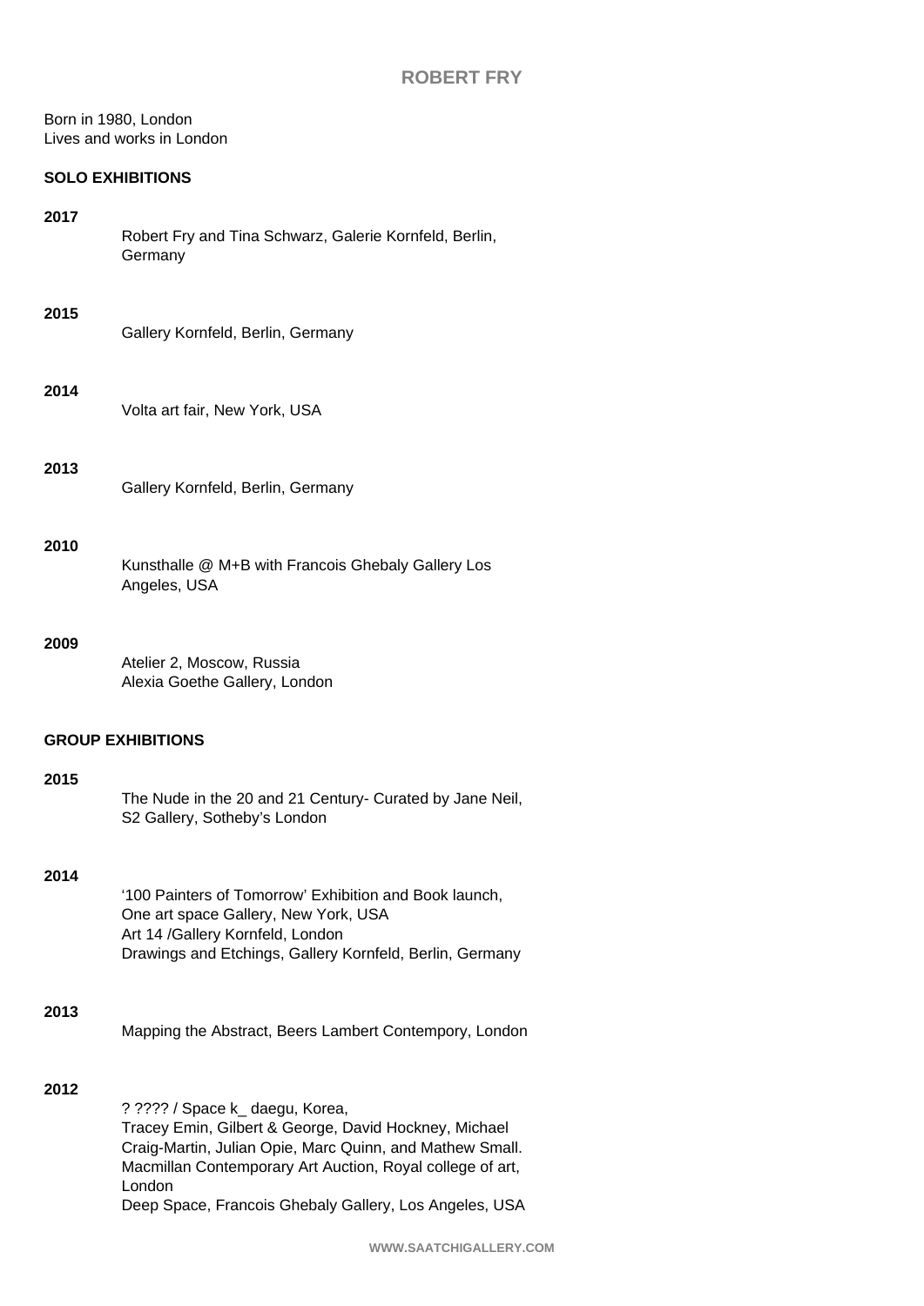# ROBERT FRY

Born in 1980, London
Lives and works in London

## SOLO EXHIBITIONS

**2017**

Robert Fry and Tina Schwarz, Galerie Kornfeld, Berlin, Germany

**2015**

Gallery Kornfeld, Berlin, Germany

**2014**

Volta art fair, New York, USA

**2013**

Gallery Kornfeld, Berlin, Germany

**2010**

Kunsthalle @ M+B with Francois Ghebaly Gallery Los Angeles, USA

**2009**

Atelier 2, Moscow, Russia
Alexia Goethe Gallery, London

## GROUP EXHIBITIONS

**2015**

The Nude in the 20 and 21 Century- Curated by Jane Neil, S2 Gallery, Sotheby's London

**2014**

'100 Painters of Tomorrow' Exhibition and Book launch, One art space Gallery, New York, USA
Art 14 /Gallery Kornfeld, London
Drawings and Etchings, Gallery Kornfeld, Berlin, Germany

**2013**

Mapping the Abstract, Beers Lambert Contempory, London

**2012**

? ???? / Space k_ daegu, Korea,
Tracey Emin, Gilbert & George, David Hockney, Michael Craig-Martin, Julian Opie, Marc Quinn, and Mathew Small.
Macmillan Contemporary Art Auction, Royal college of art, London
Deep Space, Francois Ghebaly Gallery, Los Angeles, USA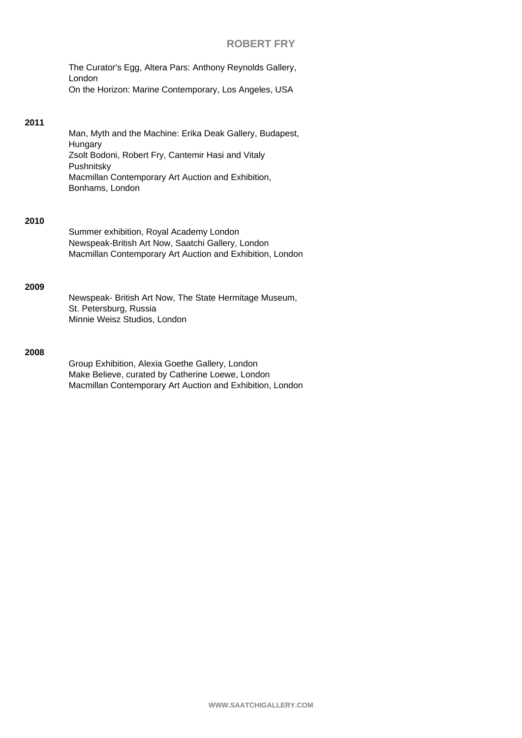The Curator's Egg, Altera Pars: Anthony Reynolds Gallery, London
On the Horizon: Marine Contemporary, Los Angeles, USA

**2011**

Man, Myth and the Machine: Erika Deak Gallery, Budapest, Hungary
Zsolt Bodoni, Robert Fry, Cantemir Hasi and Vitaly Pushnitsky
Macmillan Contemporary Art Auction and Exhibition, Bonhams, London

**2010**

Summer exhibition, Royal Academy London
Newspeak-British Art Now, Saatchi Gallery, London
Macmillan Contemporary Art Auction and Exhibition, London

**2009**

Newspeak- British Art Now, The State Hermitage Museum, St. Petersburg, Russia
Minnie Weisz Studios, London

**2008**

Group Exhibition, Alexia Goethe Gallery, London
Make Believe, curated by Catherine Loewe, London
Macmillan Contemporary Art Auction and Exhibition, London